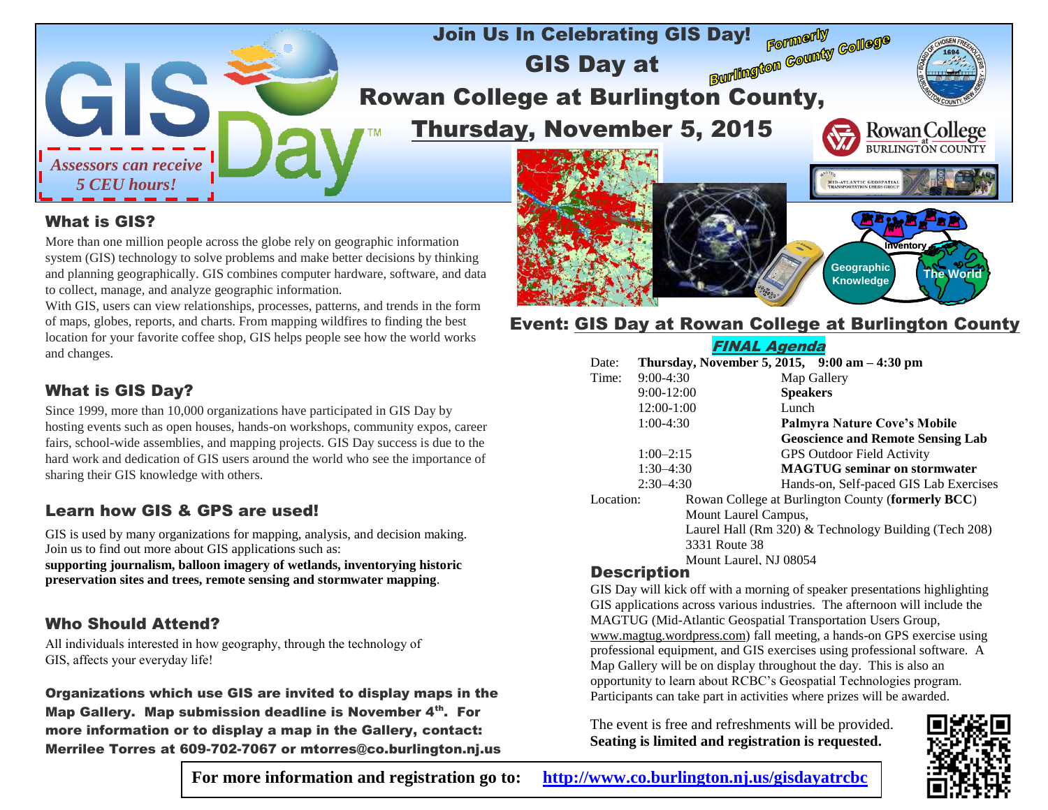# Join Us In Celebrating GIS Day!

## GIS Day at Rowan College at Burlington County, Thursday, November 5, 2015

Formerly Burlington County College

*Assessors can receive 5 CEU hours!*

## What is GIS?

More than one million people across the globe rely on geographic information system (GIS) technology to solve problems and make better decisions by thinking and planning geographically. GIS combines computer hardware, software, and data to collect, manage, and analyze geographic information.

With GIS, users can view relationships, processes, patterns, and trends in the form of maps, globes, reports, and charts. From mapping wildfires to finding the best location for your favorite coffee shop, GIS helps people see how the world works and changes.

## What is GIS Day?

Since 1999, more than 10,000 organizations have participated in GIS Day by hosting events such as open houses, hands-on workshops, community expos, career fairs, school-wide assemblies, and mapping projects. GIS Day success is due to the hard work and dedication of GIS users around the world who see the importance of sharing their GIS knowledge with others.

## Learn how GIS & GPS are used!

GIS is used by many organizations for mapping, analysis, and decision making. Join us to find out more about GIS applications such as:
**supporting journalism, balloon imagery of wetlands, inventorying historic preservation sites and trees, remote sensing and stormwater mapping**.

## Who Should Attend?

All individuals interested in how geography, through the technology of GIS, affects your everyday life!

**Organizations which use GIS are invited to display maps in the Map Gallery. Map submission deadline is November 4th. For more information or to display a map in the Gallery, contact: Merrilee Torres at 609-702-7067 or mtorres@co.burlington.nj.us**

## Event: GIS Day at Rowan College at Burlington County

***FINAL Agenda***

| | | |
|---|---|---|
| Date: | **Thursday, November 5, 2015, 9:00 am – 4:30 pm** | |
| Time: | 9:00-4:30 | Map Gallery |
| | 9:00-12:00 | **Speakers** |
| | 12:00-1:00 | Lunch |
| | 1:00-4:30 | **Palmyra Nature Cove's Mobile Geoscience and Remote Sensing Lab** |
| | 1:00–2:15 | GPS Outdoor Field Activity |
| | 1:30–4:30 | **MAGTUG seminar on stormwater** |
| | 2:30–4:30 | Hands-on, Self-paced GIS Lab Exercises |

Location: Rowan College at Burlington County (**formerly BCC**)
Mount Laurel Campus,
Laurel Hall (Rm 320) & Technology Building (Tech 208)
3331 Route 38
Mount Laurel, NJ 08054

## Description

GIS Day will kick off with a morning of speaker presentations highlighting GIS applications across various industries. The afternoon will include the MAGTUG (Mid-Atlantic Geospatial Transportation Users Group, www.magtug.wordpress.com) fall meeting, a hands-on GPS exercise using professional equipment, and GIS exercises using professional software. A Map Gallery will be on display throughout the day. This is also an opportunity to learn about RCBC's Geospatial Technologies program. Participants can take part in activities where prizes will be awarded.

The event is free and refreshments will be provided.
**Seating is limited and registration is requested.**

**For more information and registration go to: http://www.co.burlington.nj.us/gisdayatrcbc**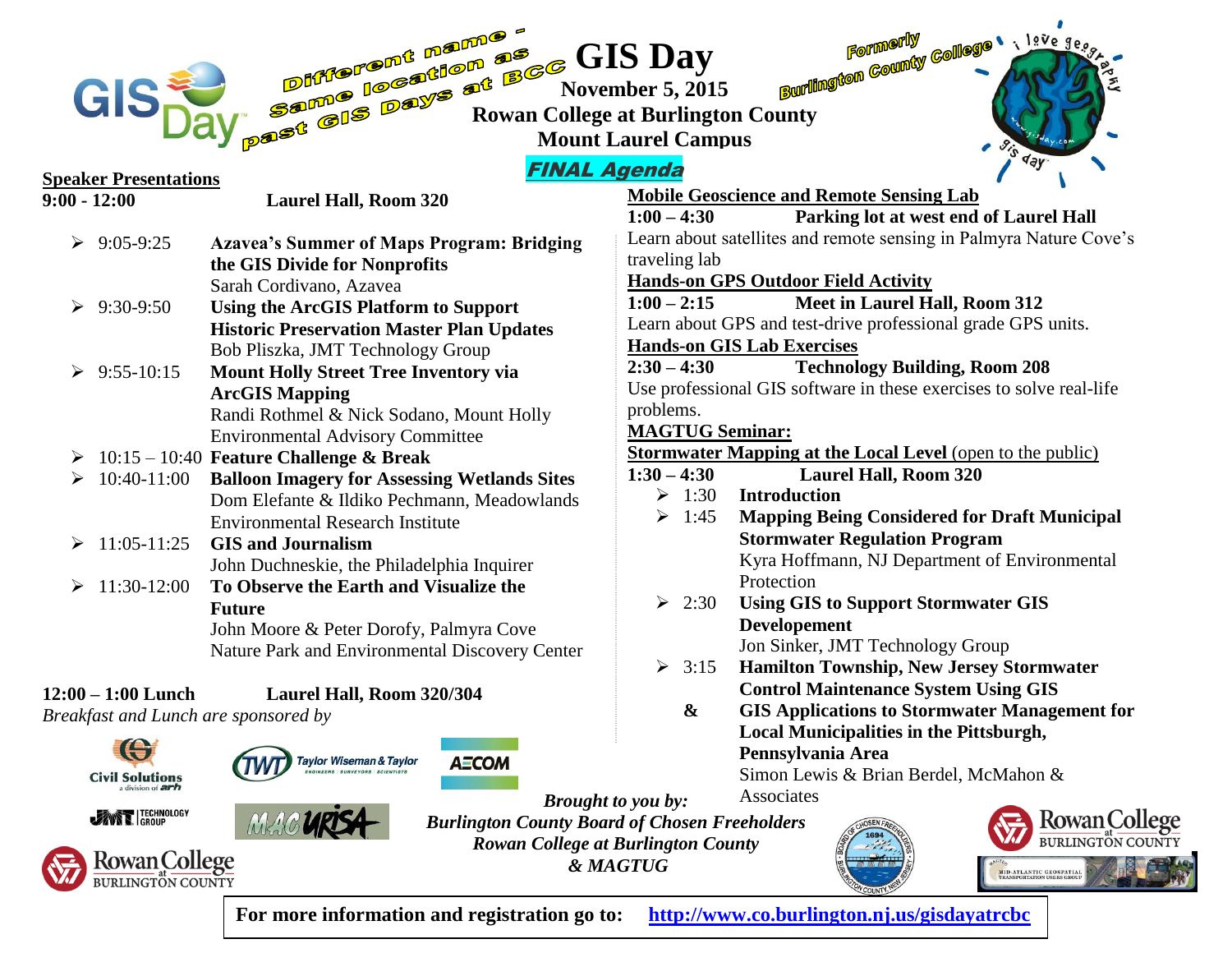Different name - Same location as past GIS Days at BCC

# GIS Day

**November 5, 2015**

**Rowan College at Burlington County**

**Mount Laurel Campus**

Formerly Burlington County College

***FINAL Agenda***

## Speaker Presentations

**9:00 - 12:00** **Laurel Hall, Room 320**

- 9:05-9:25 **Azavea's Summer of Maps Program: Bridging the GIS Divide for Nonprofits**
  Sarah Cordivano, Azavea
- 9:30-9:50 **Using the ArcGIS Platform to Support Historic Preservation Master Plan Updates**
  Bob Pliszka, JMT Technology Group
- 9:55-10:15 **Mount Holly Street Tree Inventory via ArcGIS Mapping**
  Randi Rothmel & Nick Sodano, Mount Holly Environmental Advisory Committee
- 10:15 – 10:40 **Feature Challenge & Break**
- 10:40-11:00 **Balloon Imagery for Assessing Wetlands Sites**
  Dom Elefante & Ildiko Pechmann, Meadowlands Environmental Research Institute
- 11:05-11:25 **GIS and Journalism**
  John Duchneskie, the Philadelphia Inquirer
- 11:30-12:00 **To Observe the Earth and Visualize the Future**
  John Moore & Peter Dorofy, Palmyra Cove Nature Park and Environmental Discovery Center

**12:00 – 1:00 Lunch** **Laurel Hall, Room 320/304**

*Breakfast and Lunch are sponsored by*

Civil Solutions a division of arh

Taylor Wiseman & Taylor

AECOM

JMT Technology Group

MAC URISA

Rowan College at Burlington County

## Mobile Geoscience and Remote Sensing Lab

**1:00 – 4:30** **Parking lot at west end of Laurel Hall**

Learn about satellites and remote sensing in Palmyra Nature Cove's traveling lab

## Hands-on GPS Outdoor Field Activity

**1:00 – 2:15** **Meet in Laurel Hall, Room 312**

Learn about GPS and test-drive professional grade GPS units.

## Hands-on GIS Lab Exercises

**2:30 – 4:30** **Technology Building, Room 208**

Use professional GIS software in these exercises to solve real-life problems.

## MAGTUG Seminar:

**Stormwater Mapping at the Local Level** (open to the public)

**1:30 – 4:30** **Laurel Hall, Room 320**

- 1:30 **Introduction**
- 1:45 **Mapping Being Considered for Draft Municipal Stormwater Regulation Program**
  Kyra Hoffmann, NJ Department of Environmental Protection
- 2:30 **Using GIS to Support Stormwater GIS Developement**
  Jon Sinker, JMT Technology Group
- 3:15 **Hamilton Township, New Jersey Stormwater Control Maintenance System Using GIS**
  **& GIS Applications to Stormwater Management for Local Municipalities in the Pittsburgh, Pennsylvania Area**
  Simon Lewis & Brian Berdel, McMahon & Associates

***Brought to you by:***
***Burlington County Board of Chosen Freeholders***
***Rowan College at Burlington County***
***& MAGTUG***

**For more information and registration go to:** **http://www.co.burlington.nj.us/gisdayatrcbc**